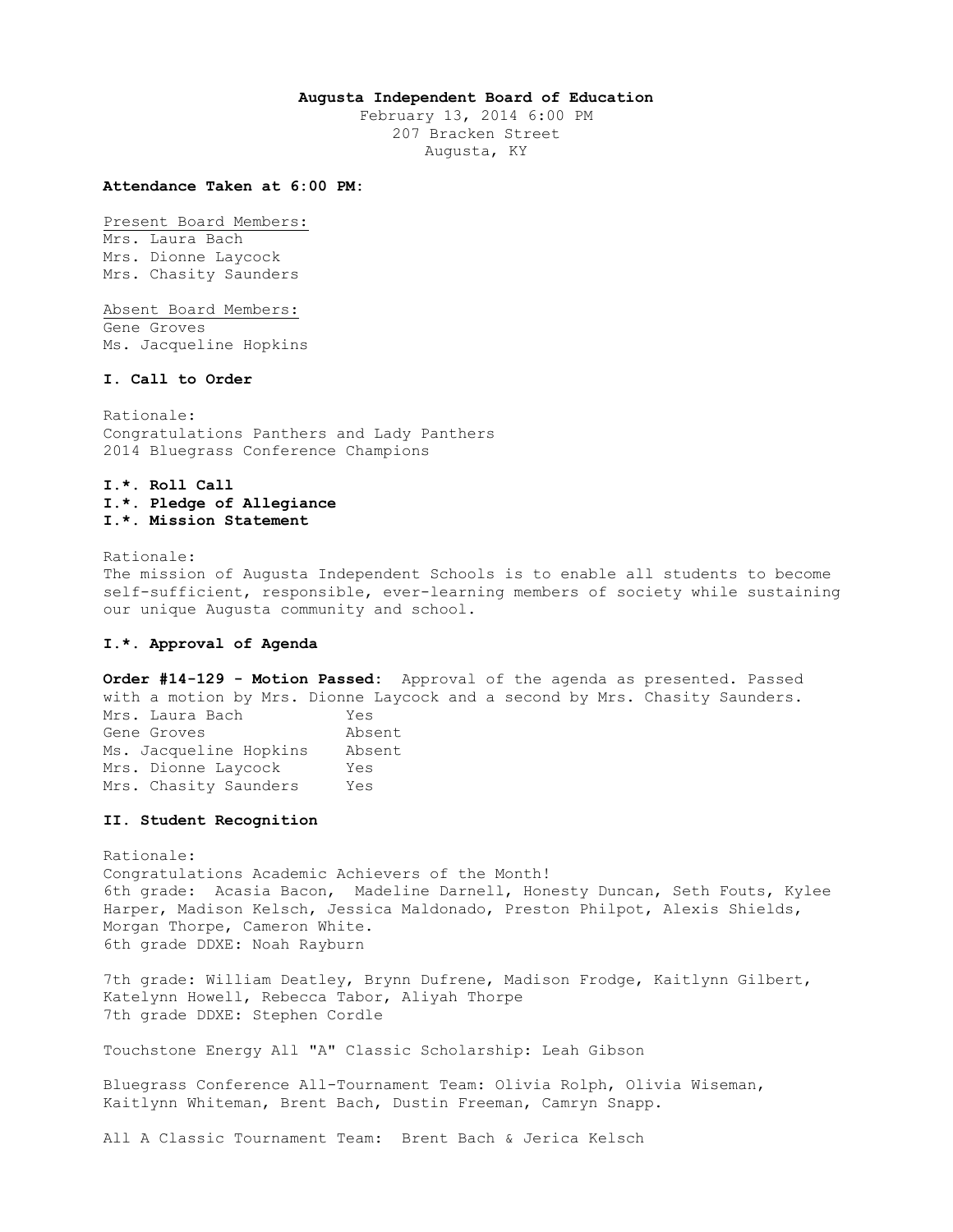**Augusta Independent Board of Education**
February 13, 2014 6:00 PM
207 Bracken Street
Augusta, KY

**Attendance Taken at 6:00 PM:**

Present Board Members:
Mrs. Laura Bach
Mrs. Dionne Laycock
Mrs. Chasity Saunders

Absent Board Members:
Gene Groves
Ms. Jacqueline Hopkins

## I. Call to Order

Rationale:
Congratulations Panthers and Lady Panthers
2014 Bluegrass Conference Champions

**I.*. Roll Call**
**I.*. Pledge of Allegiance**
**I.*. Mission Statement**

Rationale:
The mission of Augusta Independent Schools is to enable all students to become self-sufficient, responsible, ever-learning members of society while sustaining our unique Augusta community and school.

**I.*. Approval of Agenda**

**Order #14-129 - Motion Passed:** Approval of the agenda as presented. Passed with a motion by Mrs. Dionne Laycock and a second by Mrs. Chasity Saunders.

| | |
|---|---|
| Mrs. Laura Bach | Yes |
| Gene Groves | Absent |
| Ms. Jacqueline Hopkins | Absent |
| Mrs. Dionne Laycock | Yes |
| Mrs. Chasity Saunders | Yes |

## II. Student Recognition

Rationale:
Congratulations Academic Achievers of the Month!
6th grade: Acasia Bacon, Madeline Darnell, Honesty Duncan, Seth Fouts, Kylee Harper, Madison Kelsch, Jessica Maldonado, Preston Philpot, Alexis Shields, Morgan Thorpe, Cameron White.
6th grade DDXE: Noah Rayburn

7th grade: William Deatley, Brynn Dufrene, Madison Frodge, Kaitlynn Gilbert, Katelynn Howell, Rebecca Tabor, Aliyah Thorpe
7th grade DDXE: Stephen Cordle

Touchstone Energy All "A" Classic Scholarship: Leah Gibson

Bluegrass Conference All-Tournament Team: Olivia Rolph, Olivia Wiseman, Kaitlynn Whiteman, Brent Bach, Dustin Freeman, Camryn Snapp.

All A Classic Tournament Team: Brent Bach & Jerica Kelsch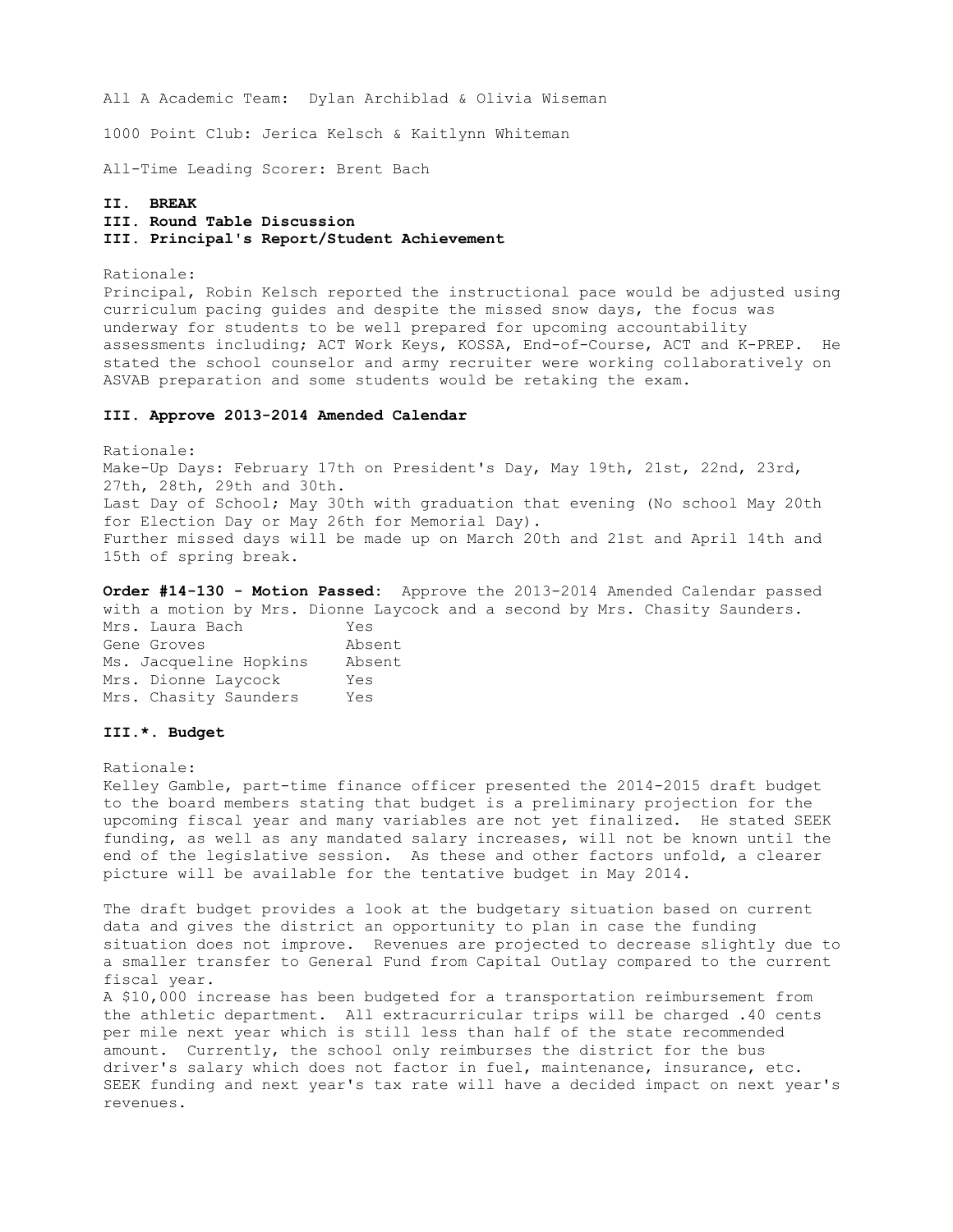All A Academic Team: Dylan Archiblad & Olivia Wiseman

1000 Point Club: Jerica Kelsch & Kaitlynn Whiteman

All-Time Leading Scorer: Brent Bach

**II. BREAK**

**III. Round Table Discussion**

**III. Principal's Report/Student Achievement**

Rationale:
Principal, Robin Kelsch reported the instructional pace would be adjusted using curriculum pacing guides and despite the missed snow days, the focus was underway for students to be well prepared for upcoming accountability assessments including; ACT Work Keys, KOSSA, End-of-Course, ACT and K-PREP. He stated the school counselor and army recruiter were working collaboratively on ASVAB preparation and some students would be retaking the exam.

**III. Approve 2013-2014 Amended Calendar**

Rationale:
Make-Up Days: February 17th on President's Day, May 19th, 21st, 22nd, 23rd, 27th, 28th, 29th and 30th.
Last Day of School; May 30th with graduation that evening (No school May 20th for Election Day or May 26th for Memorial Day).
Further missed days will be made up on March 20th and 21st and April 14th and 15th of spring break.

**Order #14-130 - Motion Passed:** Approve the 2013-2014 Amended Calendar passed with a motion by Mrs. Dionne Laycock and a second by Mrs. Chasity Saunders.

| | |
|---|---|
| Mrs. Laura Bach | Yes |
| Gene Groves | Absent |
| Ms. Jacqueline Hopkins | Absent |
| Mrs. Dionne Laycock | Yes |
| Mrs. Chasity Saunders | Yes |

**III.*. Budget**

Rationale:
Kelley Gamble, part-time finance officer presented the 2014-2015 draft budget to the board members stating that budget is a preliminary projection for the upcoming fiscal year and many variables are not yet finalized. He stated SEEK funding, as well as any mandated salary increases, will not be known until the end of the legislative session. As these and other factors unfold, a clearer picture will be available for the tentative budget in May 2014.

The draft budget provides a look at the budgetary situation based on current data and gives the district an opportunity to plan in case the funding situation does not improve. Revenues are projected to decrease slightly due to a smaller transfer to General Fund from Capital Outlay compared to the current fiscal year.
A $10,000 increase has been budgeted for a transportation reimbursement from the athletic department. All extracurricular trips will be charged .40 cents per mile next year which is still less than half of the state recommended amount. Currently, the school only reimburses the district for the bus driver's salary which does not factor in fuel, maintenance, insurance, etc. SEEK funding and next year's tax rate will have a decided impact on next year's revenues.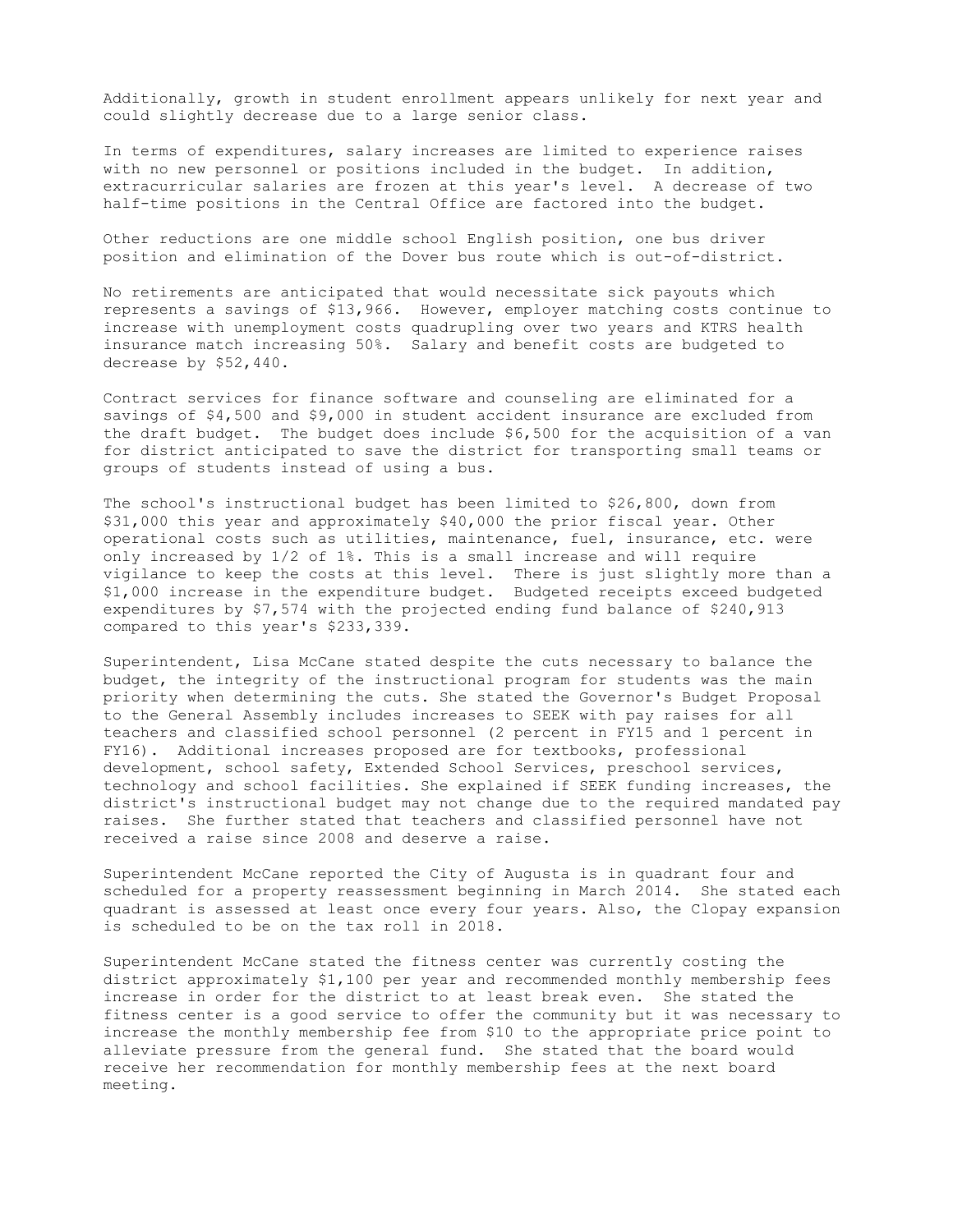Additionally, growth in student enrollment appears unlikely for next year and could slightly decrease due to a large senior class.

In terms of expenditures, salary increases are limited to experience raises with no new personnel or positions included in the budget. In addition, extracurricular salaries are frozen at this year's level. A decrease of two half-time positions in the Central Office are factored into the budget.

Other reductions are one middle school English position, one bus driver position and elimination of the Dover bus route which is out-of-district.

No retirements are anticipated that would necessitate sick payouts which represents a savings of $13,966. However, employer matching costs continue to increase with unemployment costs quadrupling over two years and KTRS health insurance match increasing 50%. Salary and benefit costs are budgeted to decrease by $52,440.

Contract services for finance software and counseling are eliminated for a savings of $4,500 and $9,000 in student accident insurance are excluded from the draft budget. The budget does include $6,500 for the acquisition of a van for district anticipated to save the district for transporting small teams or groups of students instead of using a bus.

The school's instructional budget has been limited to $26,800, down from $31,000 this year and approximately $40,000 the prior fiscal year. Other operational costs such as utilities, maintenance, fuel, insurance, etc. were only increased by 1/2 of 1%. This is a small increase and will require vigilance to keep the costs at this level. There is just slightly more than a $1,000 increase in the expenditure budget. Budgeted receipts exceed budgeted expenditures by $7,574 with the projected ending fund balance of $240,913 compared to this year's $233,339.

Superintendent, Lisa McCane stated despite the cuts necessary to balance the budget, the integrity of the instructional program for students was the main priority when determining the cuts. She stated the Governor's Budget Proposal to the General Assembly includes increases to SEEK with pay raises for all teachers and classified school personnel (2 percent in FY15 and 1 percent in FY16). Additional increases proposed are for textbooks, professional development, school safety, Extended School Services, preschool services, technology and school facilities. She explained if SEEK funding increases, the district's instructional budget may not change due to the required mandated pay raises. She further stated that teachers and classified personnel have not received a raise since 2008 and deserve a raise.

Superintendent McCane reported the City of Augusta is in quadrant four and scheduled for a property reassessment beginning in March 2014. She stated each quadrant is assessed at least once every four years. Also, the Clopay expansion is scheduled to be on the tax roll in 2018.

Superintendent McCane stated the fitness center was currently costing the district approximately $1,100 per year and recommended monthly membership fees increase in order for the district to at least break even. She stated the fitness center is a good service to offer the community but it was necessary to increase the monthly membership fee from $10 to the appropriate price point to alleviate pressure from the general fund. She stated that the board would receive her recommendation for monthly membership fees at the next board meeting.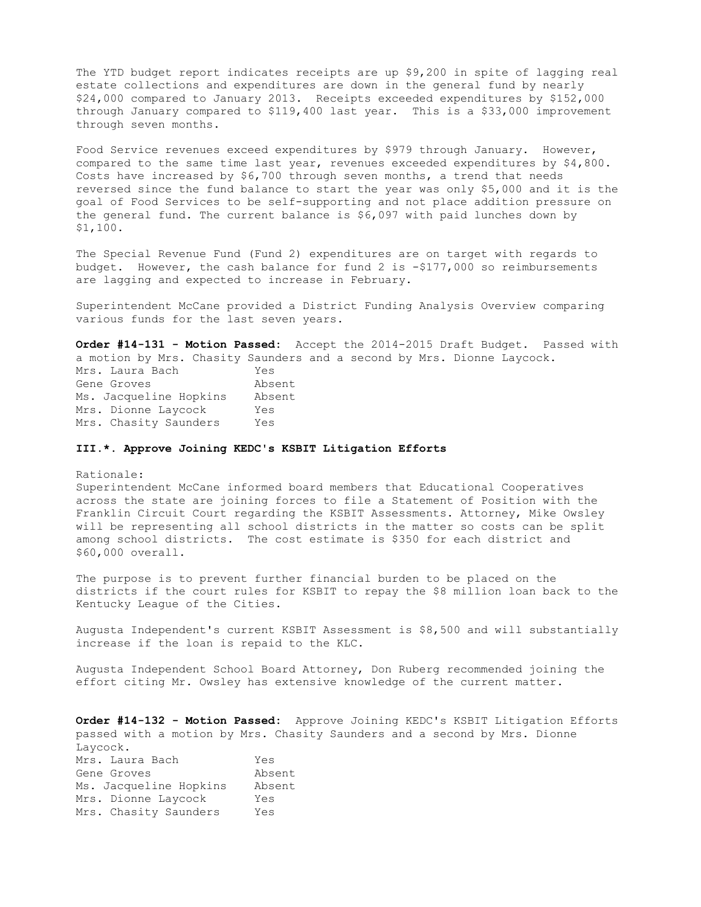The YTD budget report indicates receipts are up $9,200 in spite of lagging real estate collections and expenditures are down in the general fund by nearly $24,000 compared to January 2013. Receipts exceeded expenditures by $152,000 through January compared to $119,400 last year. This is a $33,000 improvement through seven months.

Food Service revenues exceed expenditures by $979 through January. However, compared to the same time last year, revenues exceeded expenditures by $4,800. Costs have increased by $6,700 through seven months, a trend that needs reversed since the fund balance to start the year was only $5,000 and it is the goal of Food Services to be self-supporting and not place addition pressure on the general fund. The current balance is $6,097 with paid lunches down by $1,100.

The Special Revenue Fund (Fund 2) expenditures are on target with regards to budget. However, the cash balance for fund 2 is -$177,000 so reimbursements are lagging and expected to increase in February.

Superintendent McCane provided a District Funding Analysis Overview comparing various funds for the last seven years.

**Order #14-131 - Motion Passed:** Accept the 2014-2015 Draft Budget. Passed with a motion by Mrs. Chasity Saunders and a second by Mrs. Dionne Laycock.

| | |
|---|---|
| Mrs. Laura Bach | Yes |
| Gene Groves | Absent |
| Ms. Jacqueline Hopkins | Absent |
| Mrs. Dionne Laycock | Yes |
| Mrs. Chasity Saunders | Yes |

**III.*. Approve Joining KEDC's KSBIT Litigation Efforts**

Rationale:
Superintendent McCane informed board members that Educational Cooperatives across the state are joining forces to file a Statement of Position with the Franklin Circuit Court regarding the KSBIT Assessments. Attorney, Mike Owsley will be representing all school districts in the matter so costs can be split among school districts. The cost estimate is $350 for each district and $60,000 overall.

The purpose is to prevent further financial burden to be placed on the districts if the court rules for KSBIT to repay the $8 million loan back to the Kentucky League of the Cities.

Augusta Independent's current KSBIT Assessment is $8,500 and will substantially increase if the loan is repaid to the KLC.

Augusta Independent School Board Attorney, Don Ruberg recommended joining the effort citing Mr. Owsley has extensive knowledge of the current matter.

**Order #14-132 - Motion Passed:** Approve Joining KEDC's KSBIT Litigation Efforts passed with a motion by Mrs. Chasity Saunders and a second by Mrs. Dionne Laycock.

| | |
|---|---|
| Mrs. Laura Bach | Yes |
| Gene Groves | Absent |
| Ms. Jacqueline Hopkins | Absent |
| Mrs. Dionne Laycock | Yes |
| Mrs. Chasity Saunders | Yes |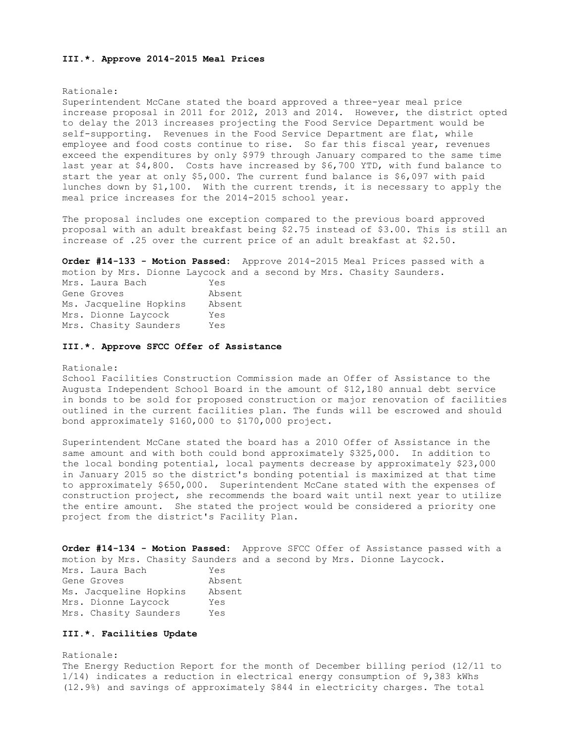### III.*. Approve 2014-2015 Meal Prices

Rationale:
Superintendent McCane stated the board approved a three-year meal price increase proposal in 2011 for 2012, 2013 and 2014. However, the district opted to delay the 2013 increases projecting the Food Service Department would be self-supporting. Revenues in the Food Service Department are flat, while employee and food costs continue to rise. So far this fiscal year, revenues exceed the expenditures by only $979 through January compared to the same time last year at $4,800. Costs have increased by $6,700 YTD, with fund balance to start the year at only $5,000. The current fund balance is $6,097 with paid lunches down by $1,100. With the current trends, it is necessary to apply the meal price increases for the 2014-2015 school year.

The proposal includes one exception compared to the previous board approved proposal with an adult breakfast being $2.75 instead of $3.00. This is still an increase of .25 over the current price of an adult breakfast at $2.50.

**Order #14-133 - Motion Passed:** Approve 2014-2015 Meal Prices passed with a motion by Mrs. Dionne Laycock and a second by Mrs. Chasity Saunders.

| | |
|---|---|
| Mrs. Laura Bach | Yes |
| Gene Groves | Absent |
| Ms. Jacqueline Hopkins | Absent |
| Mrs. Dionne Laycock | Yes |
| Mrs. Chasity Saunders | Yes |

### III.*. Approve SFCC Offer of Assistance

Rationale:
School Facilities Construction Commission made an Offer of Assistance to the Augusta Independent School Board in the amount of $12,180 annual debt service in bonds to be sold for proposed construction or major renovation of facilities outlined in the current facilities plan. The funds will be escrowed and should bond approximately $160,000 to $170,000 project.

Superintendent McCane stated the board has a 2010 Offer of Assistance in the same amount and with both could bond approximately $325,000. In addition to the local bonding potential, local payments decrease by approximately $23,000 in January 2015 so the district's bonding potential is maximized at that time to approximately $650,000. Superintendent McCane stated with the expenses of construction project, she recommends the board wait until next year to utilize the entire amount. She stated the project would be considered a priority one project from the district's Facility Plan.

**Order #14-134 - Motion Passed:** Approve SFCC Offer of Assistance passed with a motion by Mrs. Chasity Saunders and a second by Mrs. Dionne Laycock.

| | |
|---|---|
| Mrs. Laura Bach | Yes |
| Gene Groves | Absent |
| Ms. Jacqueline Hopkins | Absent |
| Mrs. Dionne Laycock | Yes |
| Mrs. Chasity Saunders | Yes |

### III.*. Facilities Update

Rationale:
The Energy Reduction Report for the month of December billing period (12/11 to 1/14) indicates a reduction in electrical energy consumption of 9,383 kWhs (12.9%) and savings of approximately $844 in electricity charges. The total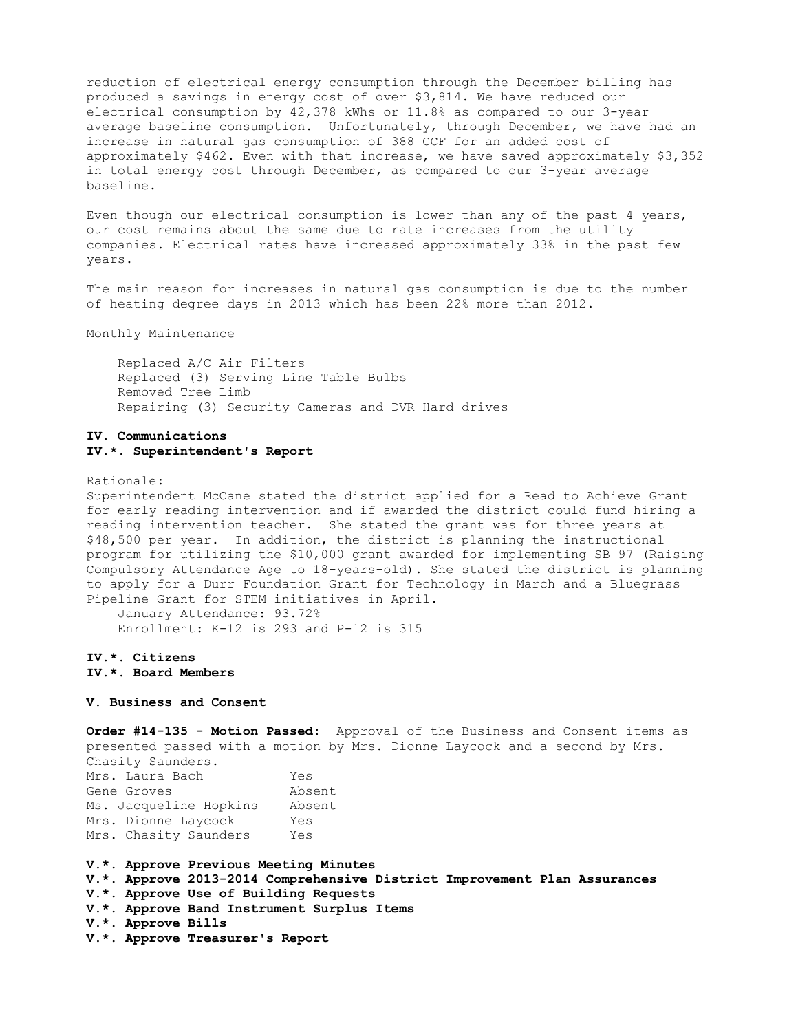reduction of electrical energy consumption through the December billing has produced a savings in energy cost of over $3,814. We have reduced our electrical consumption by 42,378 kWhs or 11.8% as compared to our 3-year average baseline consumption. Unfortunately, through December, we have had an increase in natural gas consumption of 388 CCF for an added cost of approximately $462. Even with that increase, we have saved approximately $3,352 in total energy cost through December, as compared to our 3-year average baseline.

Even though our electrical consumption is lower than any of the past 4 years, our cost remains about the same due to rate increases from the utility companies. Electrical rates have increased approximately 33% in the past few years.

The main reason for increases in natural gas consumption is due to the number of heating degree days in 2013 which has been 22% more than 2012.

Monthly Maintenance

- Replaced A/C Air Filters
- Replaced (3) Serving Line Table Bulbs
- Removed Tree Limb
- Repairing (3) Security Cameras and DVR Hard drives

**IV. Communications**

**IV.*. Superintendent's Report**

Rationale:
Superintendent McCane stated the district applied for a Read to Achieve Grant for early reading intervention and if awarded the district could fund hiring a reading intervention teacher. She stated the grant was for three years at $48,500 per year. In addition, the district is planning the instructional program for utilizing the $10,000 grant awarded for implementing SB 97 (Raising Compulsory Attendance Age to 18-years-old). She stated the district is planning to apply for a Durr Foundation Grant for Technology in March and a Bluegrass Pipeline Grant for STEM initiatives in April.

- January Attendance: 93.72%
- Enrollment: K-12 is 293 and P-12 is 315

**IV.*. Citizens**

**IV.*. Board Members**

**V. Business and Consent**

**Order #14-135 - Motion Passed:** Approval of the Business and Consent items as presented passed with a motion by Mrs. Dionne Laycock and a second by Mrs. Chasity Saunders.

| | |
|---|---|
| Mrs. Laura Bach | Yes |
| Gene Groves | Absent |
| Ms. Jacqueline Hopkins | Absent |
| Mrs. Dionne Laycock | Yes |
| Mrs. Chasity Saunders | Yes |

**V.*. Approve Previous Meeting Minutes**

**V.*. Approve 2013-2014 Comprehensive District Improvement Plan Assurances**

**V.*. Approve Use of Building Requests**

**V.*. Approve Band Instrument Surplus Items**

**V.*. Approve Bills**

**V.*. Approve Treasurer's Report**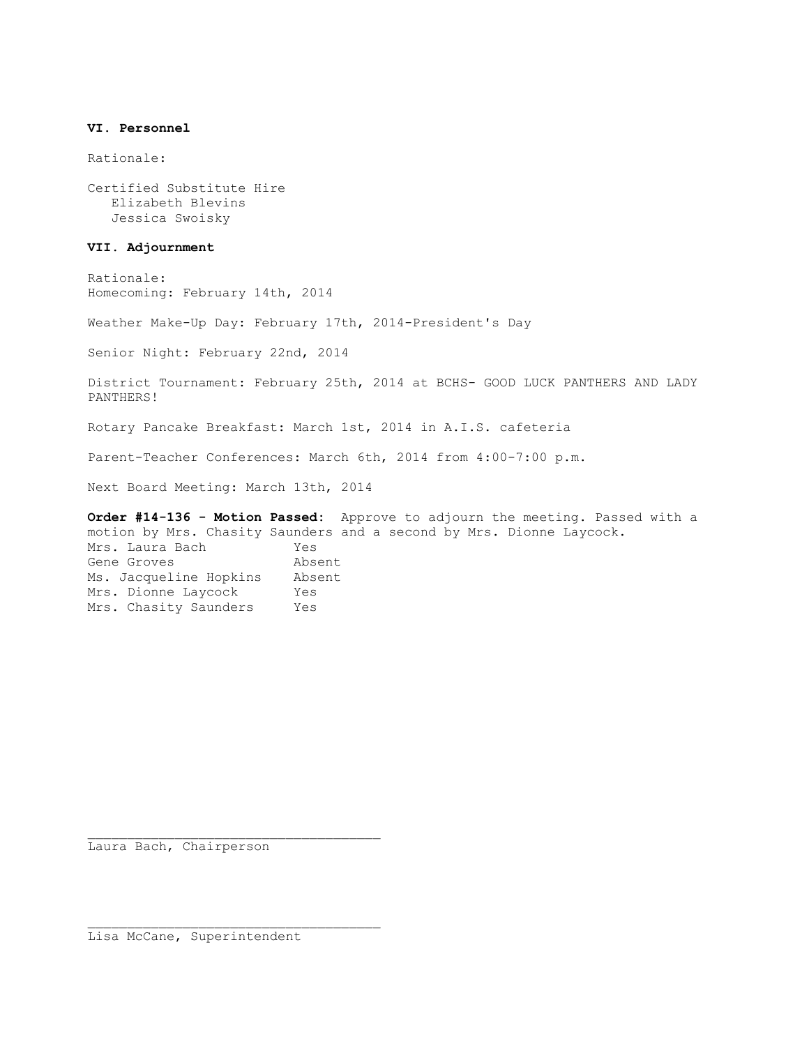**VI. Personnel**

Rationale:

Certified Substitute Hire
   Elizabeth Blevins
   Jessica Swoisky

**VII. Adjournment**

Rationale:
Homecoming: February 14th, 2014

Weather Make-Up Day: February 17th, 2014-President's Day

Senior Night: February 22nd, 2014

District Tournament: February 25th, 2014 at BCHS- GOOD LUCK PANTHERS AND LADY PANTHERS!

Rotary Pancake Breakfast: March 1st, 2014 in A.I.S. cafeteria

Parent-Teacher Conferences: March 6th, 2014 from 4:00-7:00 p.m.

Next Board Meeting: March 13th, 2014

**Order #14-136 - Motion Passed:** Approve to adjourn the meeting. Passed with a motion by Mrs. Chasity Saunders and a second by Mrs. Dionne Laycock.

| | |
|---|---|
| Mrs. Laura Bach | Yes |
| Gene Groves | Absent |
| Ms. Jacqueline Hopkins | Absent |
| Mrs. Dionne Laycock | Yes |
| Mrs. Chasity Saunders | Yes |

_____________________________________
Laura Bach, Chairperson

_____________________________________
Lisa McCane, Superintendent